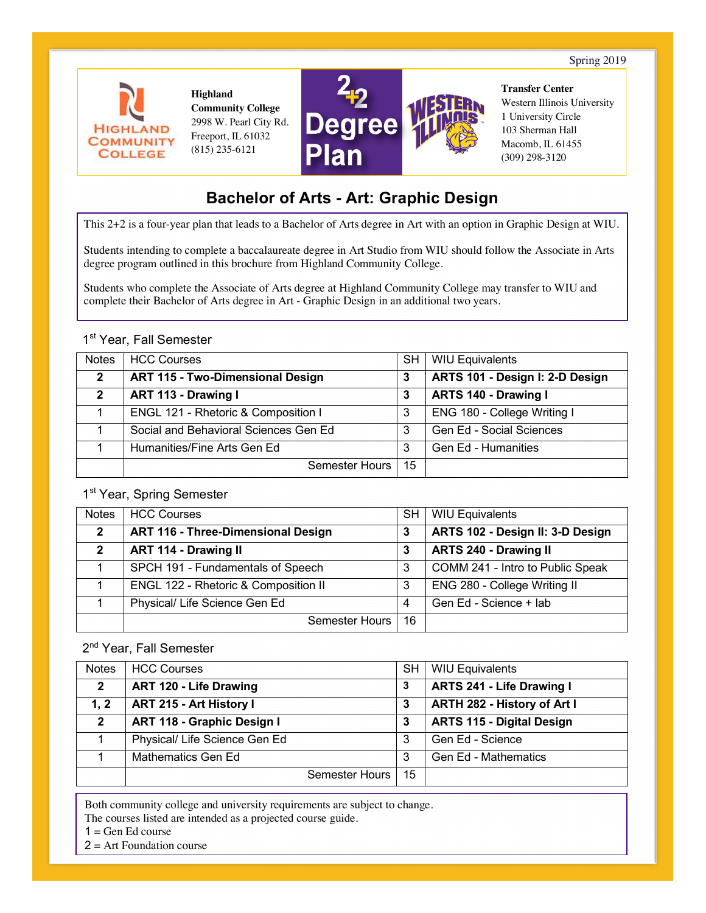Spring 2019

**Highland Community College**
2998 W. Pearl City Rd.
Freeport, IL 61032
(815) 235-6121

# 2+2 Degree Plan

**Transfer Center**
Western Illinois University
1 University Circle
103 Sherman Hall
Macomb, IL 61455
(309) 298-3120

## Bachelor of Arts - Art: Graphic Design

This 2+2 is a four-year plan that leads to a Bachelor of Arts degree in Art with an option in Graphic Design at WIU.

Students intending to complete a baccalaureate degree in Art Studio from WIU should follow the Associate in Arts degree program outlined in this brochure from Highland Community College.

Students who complete the Associate of Arts degree at Highland Community College may transfer to WIU and complete their Bachelor of Arts degree in Art - Graphic Design in an additional two years.

### 1st Year, Fall Semester

| Notes | HCC Courses | SH | WIU Equivalents |
|---|---|---|---|
| **2** | **ART 115 - Two-Dimensional Design** | **3** | **ARTS 101 - Design I: 2-D Design** |
| **2** | **ART 113 - Drawing I** | **3** | **ARTS 140 - Drawing I** |
| 1 | ENGL 121 - Rhetoric & Composition I | 3 | ENG 180 - College Writing I |
| 1 | Social and Behavioral Sciences Gen Ed | 3 | Gen Ed - Social Sciences |
| 1 | Humanities/Fine Arts Gen Ed | 3 | Gen Ed - Humanities |
| | Semester Hours | 15 | |

### 1st Year, Spring Semester

| Notes | HCC Courses | SH | WIU Equivalents |
|---|---|---|---|
| **2** | **ART 116 - Three-Dimensional Design** | **3** | **ARTS 102 - Design II: 3-D Design** |
| **2** | **ART 114 - Drawing II** | **3** | **ARTS 240 - Drawing II** |
| 1 | SPCH 191 - Fundamentals of Speech | 3 | COMM 241 - Intro to Public Speak |
| 1 | ENGL 122 - Rhetoric & Composition II | 3 | ENG 280 - College Writing II |
| 1 | Physical/ Life Science Gen Ed | 4 | Gen Ed - Science + lab |
| | Semester Hours | 16 | |

### 2nd Year, Fall Semester

| Notes | HCC Courses | SH | WIU Equivalents |
|---|---|---|---|
| **2** | **ART 120 - Life Drawing** | **3** | **ARTS 241 - Life Drawing I** |
| **1, 2** | **ART 215 - Art History I** | **3** | **ARTH 282 - History of Art I** |
| **2** | **ART 118 - Graphic Design I** | **3** | **ARTS 115 - Digital Design** |
| 1 | Physical/ Life Science Gen Ed | 3 | Gen Ed - Science |
| 1 | Mathematics Gen Ed | 3 | Gen Ed - Mathematics |
| | Semester Hours | 15 | |

Both community college and university requirements are subject to change.
The courses listed are intended as a projected course guide.
1 = Gen Ed course
2 = Art Foundation course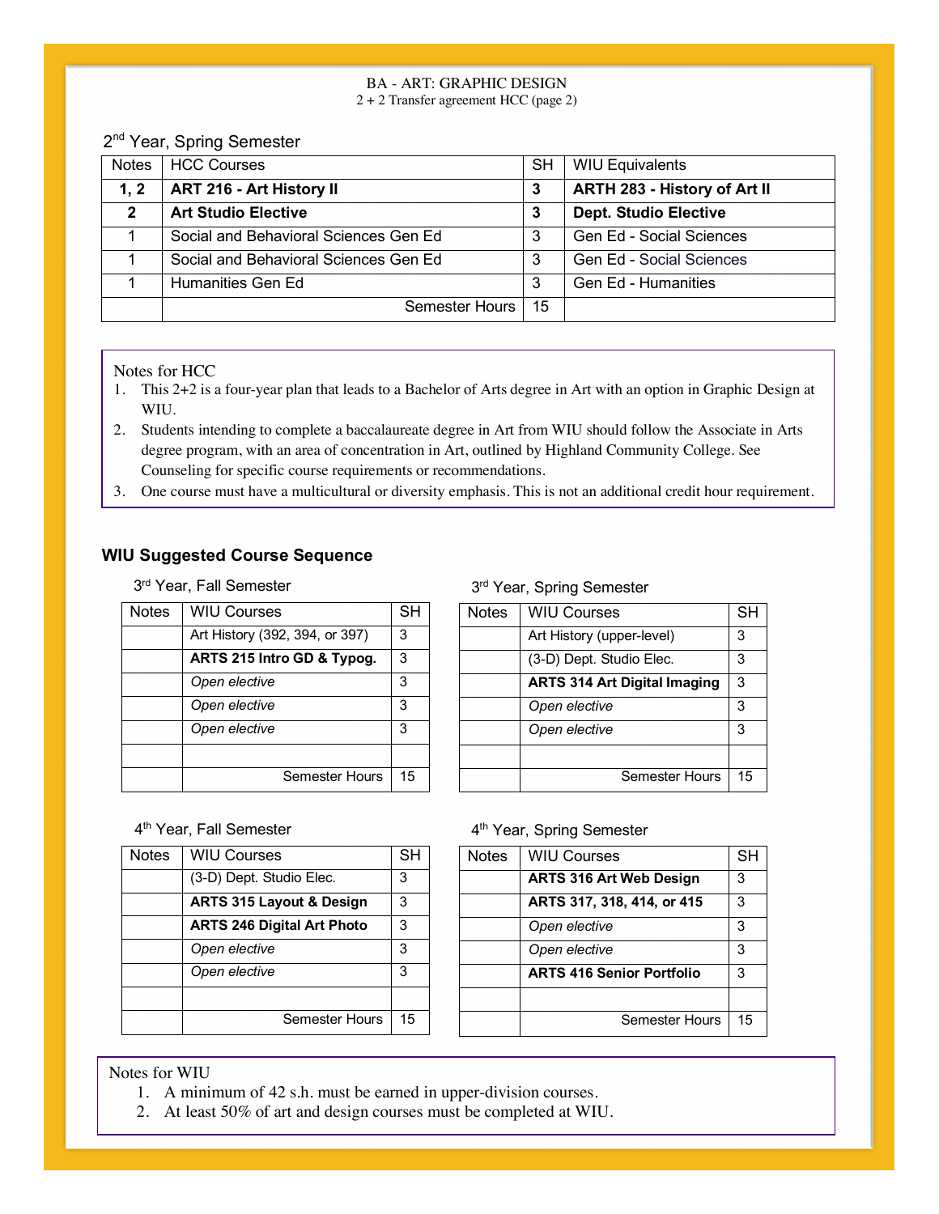BA - ART: GRAPHIC DESIGN

2 + 2 Transfer agreement HCC (page 2)

2nd Year, Spring Semester

| Notes | HCC Courses | SH | WIU Equivalents |
|---|---|---|---|
| **1, 2** | **ART 216 - Art History II** | **3** | **ARTH 283 - History of Art II** |
| **2** | **Art Studio Elective** | **3** | **Dept. Studio Elective** |
| 1 | Social and Behavioral Sciences Gen Ed | 3 | Gen Ed - Social Sciences |
| 1 | Social and Behavioral Sciences Gen Ed | 3 | Gen Ed - Social Sciences |
| 1 | Humanities Gen Ed | 3 | Gen Ed - Humanities |
| | Semester Hours | 15 | |

Notes for HCC

1. This 2+2 is a four-year plan that leads to a Bachelor of Arts degree in Art with an option in Graphic Design at WIU.
2. Students intending to complete a baccalaureate degree in Art from WIU should follow the Associate in Arts degree program, with an area of concentration in Art, outlined by Highland Community College. See Counseling for specific course requirements or recommendations.
3. One course must have a multicultural or diversity emphasis. This is not an additional credit hour requirement.

## WIU Suggested Course Sequence

3rd Year, Fall Semester

| Notes | WIU Courses | SH |
|---|---|---|
| | Art History (392, 394, or 397) | 3 |
| | **ARTS 215 Intro GD & Typog.** | 3 |
| | *Open elective* | 3 |
| | *Open elective* | 3 |
| | *Open elective* | 3 |
| | | |
| | Semester Hours | 15 |

3rd Year, Spring Semester

| Notes | WIU Courses | SH |
|---|---|---|
| | Art History (upper-level) | 3 |
| | (3-D) Dept. Studio Elec. | 3 |
| | **ARTS 314 Art Digital Imaging** | 3 |
| | *Open elective* | 3 |
| | *Open elective* | 3 |
| | | |
| | Semester Hours | 15 |

4th Year, Fall Semester

| Notes | WIU Courses | SH |
|---|---|---|
| | (3-D) Dept. Studio Elec. | 3 |
| | **ARTS 315 Layout & Design** | 3 |
| | **ARTS 246 Digital Art Photo** | 3 |
| | *Open elective* | 3 |
| | *Open elective* | 3 |
| | | |
| | Semester Hours | 15 |

4th Year, Spring Semester

| Notes | WIU Courses | SH |
|---|---|---|
| | **ARTS 316 Art Web Design** | 3 |
| | **ARTS 317, 318, 414, or 415** | 3 |
| | *Open elective* | 3 |
| | *Open elective* | 3 |
| | **ARTS 416 Senior Portfolio** | 3 |
| | | |
| | Semester Hours | 15 |

Notes for WIU

1. A minimum of 42 s.h. must be earned in upper-division courses.
2. At least 50% of art and design courses must be completed at WIU.